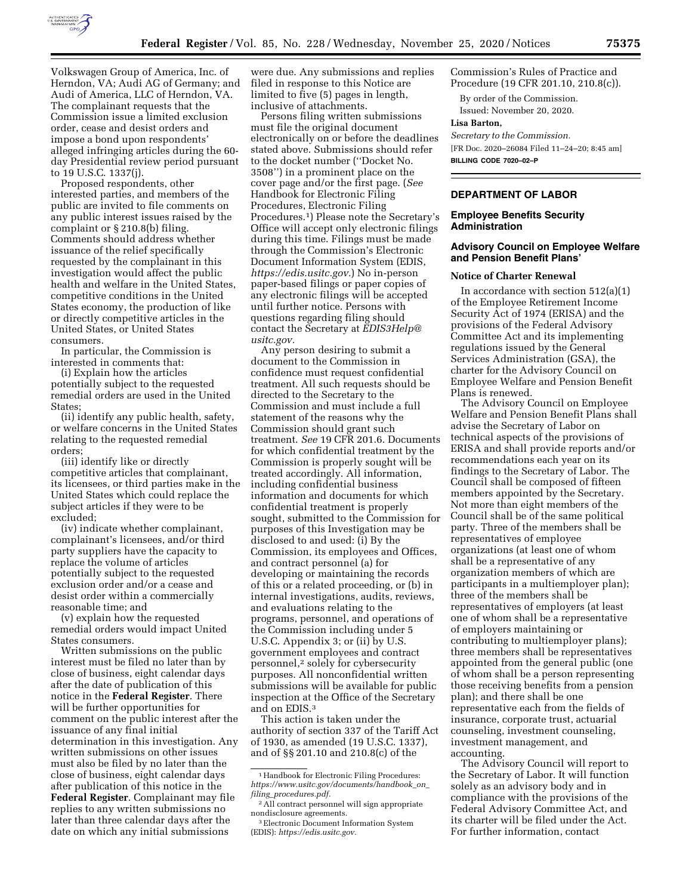Volkswagen Group of America, Inc. of Herndon, VA; Audi AG of Germany; and Audi of America, LLC of Herndon, VA. The complainant requests that the Commission issue a limited exclusion order, cease and desist orders and impose a bond upon respondents' alleged infringing articles during the 60-day Presidential review period pursuant to 19 U.S.C. 1337(j).

Proposed respondents, other interested parties, and members of the public are invited to file comments on any public interest issues raised by the complaint or § 210.8(b) filing. Comments should address whether issuance of the relief specifically requested by the complainant in this investigation would affect the public health and welfare in the United States, competitive conditions in the United States economy, the production of like or directly competitive articles in the United States, or United States consumers.

In particular, the Commission is interested in comments that:

(i) Explain how the articles potentially subject to the requested remedial orders are used in the United States;

(ii) identify any public health, safety, or welfare concerns in the United States relating to the requested remedial orders;

(iii) identify like or directly competitive articles that complainant, its licensees, or third parties make in the United States which could replace the subject articles if they were to be excluded;

(iv) indicate whether complainant, complainant's licensees, and/or third party suppliers have the capacity to replace the volume of articles potentially subject to the requested exclusion order and/or a cease and desist order within a commercially reasonable time; and

(v) explain how the requested remedial orders would impact United States consumers.

Written submissions on the public interest must be filed no later than by close of business, eight calendar days after the date of publication of this notice in the **Federal Register**. There will be further opportunities for comment on the public interest after the issuance of any final initial determination in this investigation. Any written submissions on other issues must also be filed by no later than the close of business, eight calendar days after publication of this notice in the **Federal Register**. Complainant may file replies to any written submissions no later than three calendar days after the date on which any initial submissions were due. Any submissions and replies filed in response to this Notice are limited to five (5) pages in length, inclusive of attachments.

Persons filing written submissions must file the original document electronically on or before the deadlines stated above. Submissions should refer to the docket number (''Docket No. 3508'') in a prominent place on the cover page and/or the first page. (*See* Handbook for Electronic Filing Procedures, Electronic Filing Procedures.[1]) Please note the Secretary's Office will accept only electronic filings during this time. Filings must be made through the Commission's Electronic Document Information System (EDIS, *https://edis.usitc.gov.*) No in-person paper-based filings or paper copies of any electronic filings will be accepted until further notice. Persons with questions regarding filing should contact the Secretary at *EDIS3Help@usitc.gov.*

Any person desiring to submit a document to the Commission in confidence must request confidential treatment. All such requests should be directed to the Secretary to the Commission and must include a full statement of the reasons why the Commission should grant such treatment. *See* 19 CFR 201.6. Documents for which confidential treatment by the Commission is properly sought will be treated accordingly. All information, including confidential business information and documents for which confidential treatment is properly sought, submitted to the Commission for purposes of this Investigation may be disclosed to and used: (i) By the Commission, its employees and Offices, and contract personnel (a) for developing or maintaining the records of this or a related proceeding, or (b) in internal investigations, audits, reviews, and evaluations relating to the programs, personnel, and operations of the Commission including under 5 U.S.C. Appendix 3; or (ii) by U.S. government employees and contract personnel,[2] solely for cybersecurity purposes. All nonconfidential written submissions will be available for public inspection at the Office of the Secretary and on EDIS.[3]

This action is taken under the authority of section 337 of the Tariff Act of 1930, as amended (19 U.S.C. 1337), and of §§ 201.10 and 210.8(c) of the Commission's Rules of Practice and Procedure (19 CFR 201.10, 210.8(c)).

By order of the Commission.

Issued: November 20, 2020.

**Lisa Barton,**

*Secretary to the Commission.*

[FR Doc. 2020–26084 Filed 11–24–20; 8:45 am]

**BILLING CODE 7020–02–P**

[1] Handbook for Electronic Filing Procedures: *https://www.usitc.gov/documents/handbook_on_filing_procedures.pdf.*

[2] All contract personnel will sign appropriate nondisclosure agreements.

[3] Electronic Document Information System (EDIS): *https://edis.usitc.gov.*

---

## DEPARTMENT OF LABOR

### Employee Benefits Security Administration

### Advisory Council on Employee Welfare and Pension Benefit Plans'

#### Notice of Charter Renewal

In accordance with section 512(a)(1) of the Employee Retirement Income Security Act of 1974 (ERISA) and the provisions of the Federal Advisory Committee Act and its implementing regulations issued by the General Services Administration (GSA), the charter for the Advisory Council on Employee Welfare and Pension Benefit Plans is renewed.

The Advisory Council on Employee Welfare and Pension Benefit Plans shall advise the Secretary of Labor on technical aspects of the provisions of ERISA and shall provide reports and/or recommendations each year on its findings to the Secretary of Labor. The Council shall be composed of fifteen members appointed by the Secretary. Not more than eight members of the Council shall be of the same political party. Three of the members shall be representatives of employee organizations (at least one of whom shall be a representative of any organization members of which are participants in a multiemployer plan); three of the members shall be representatives of employers (at least one of whom shall be a representative of employers maintaining or contributing to multiemployer plans); three members shall be representatives appointed from the general public (one of whom shall be a person representing those receiving benefits from a pension plan); and there shall be one representative each from the fields of insurance, corporate trust, actuarial counseling, investment counseling, investment management, and accounting.

The Advisory Council will report to the Secretary of Labor. It will function solely as an advisory body and in compliance with the provisions of the Federal Advisory Committee Act, and its charter will be filed under the Act. For further information, contact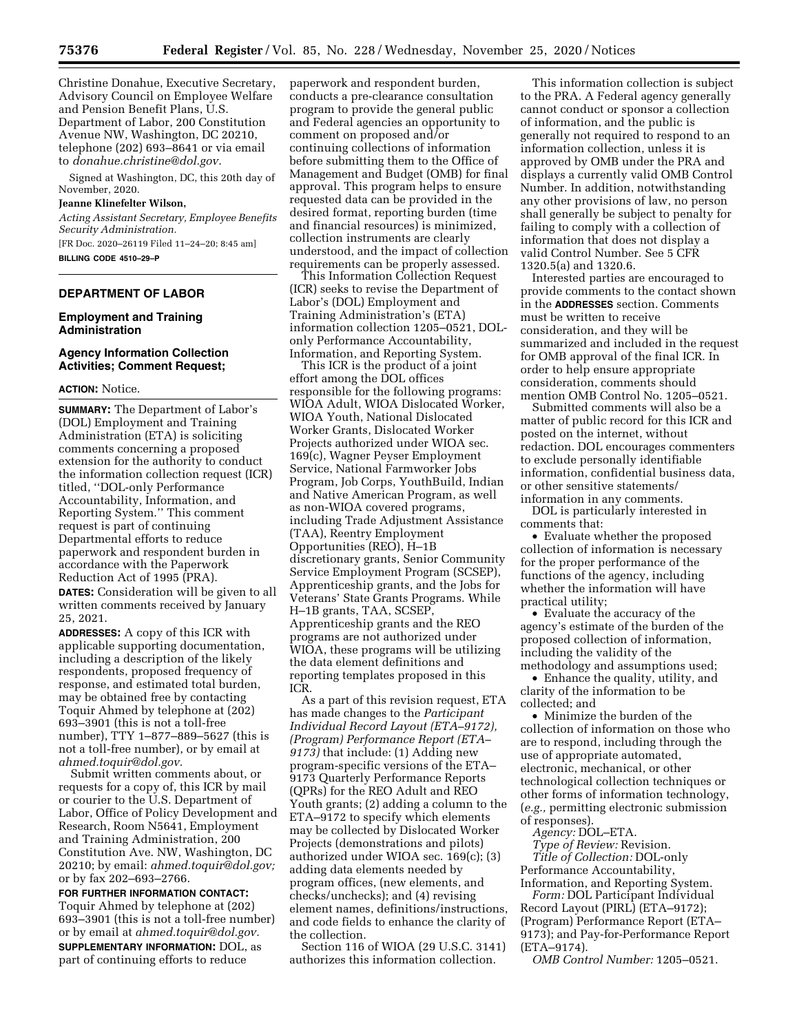Christine Donahue, Executive Secretary, Advisory Council on Employee Welfare and Pension Benefit Plans, U.S. Department of Labor, 200 Constitution Avenue NW, Washington, DC 20210, telephone (202) 693–8641 or via email to *donahue.christine@dol.gov.*

Signed at Washington, DC, this 20th day of November, 2020.

**Jeanne Klinefelter Wilson,**

*Acting Assistant Secretary, Employee Benefits Security Administration.*

[FR Doc. 2020–26119 Filed 11–24–20; 8:45 am]

**BILLING CODE 4510–29–P**

---

## DEPARTMENT OF LABOR

### Employment and Training Administration

### Agency Information Collection Activities; Comment Request;

**ACTION:** Notice.

**SUMMARY:** The Department of Labor's (DOL) Employment and Training Administration (ETA) is soliciting comments concerning a proposed extension for the authority to conduct the information collection request (ICR) titled, ''DOL-only Performance Accountability, Information, and Reporting System.'' This comment request is part of continuing Departmental efforts to reduce paperwork and respondent burden in accordance with the Paperwork Reduction Act of 1995 (PRA).

**DATES:** Consideration will be given to all written comments received by January 25, 2021.

**ADDRESSES:** A copy of this ICR with applicable supporting documentation, including a description of the likely respondents, proposed frequency of response, and estimated total burden, may be obtained free by contacting Toquir Ahmed by telephone at (202) 693–3901 (this is not a toll-free number), TTY 1–877–889–5627 (this is not a toll-free number), or by email at *ahmed.toquir@dol.gov.*

Submit written comments about, or requests for a copy of, this ICR by mail or courier to the U.S. Department of Labor, Office of Policy Development and Research, Room N5641, Employment and Training Administration, 200 Constitution Ave. NW, Washington, DC 20210; by email: *ahmed.toquir@dol.gov;* or by fax 202–693–2766.

**FOR FURTHER INFORMATION CONTACT:** Toquir Ahmed by telephone at (202) 693–3901 (this is not a toll-free number) or by email at *ahmed.toquir@dol.gov.*

**SUPPLEMENTARY INFORMATION:** DOL, as part of continuing efforts to reduce paperwork and respondent burden, conducts a pre-clearance consultation program to provide the general public and Federal agencies an opportunity to comment on proposed and/or continuing collections of information before submitting them to the Office of Management and Budget (OMB) for final approval. This program helps to ensure requested data can be provided in the desired format, reporting burden (time and financial resources) is minimized, collection instruments are clearly understood, and the impact of collection requirements can be properly assessed.

This Information Collection Request (ICR) seeks to revise the Department of Labor's (DOL) Employment and Training Administration's (ETA) information collection 1205–0521, DOL-only Performance Accountability, Information, and Reporting System.

This ICR is the product of a joint effort among the DOL offices responsible for the following programs: WIOA Adult, WIOA Dislocated Worker, WIOA Youth, National Dislocated Worker Grants, Dislocated Worker Projects authorized under WIOA sec. 169(c), Wagner Peyser Employment Service, National Farmworker Jobs Program, Job Corps, YouthBuild, Indian and Native American Program, as well as non-WIOA covered programs, including Trade Adjustment Assistance (TAA), Reentry Employment Opportunities (REO), H–1B discretionary grants, Senior Community Service Employment Program (SCSEP), Apprenticeship grants, and the Jobs for Veterans' State Grants Programs. While H–1B grants, TAA, SCSEP, Apprenticeship grants and the REO programs are not authorized under WIOA, these programs will be utilizing the data element definitions and reporting templates proposed in this ICR.

As a part of this revision request, ETA has made changes to the *Participant Individual Record Layout (ETA–9172), (Program) Performance Report (ETA–9173)* that include: (1) Adding new program-specific versions of the ETA–9173 Quarterly Performance Reports (QPRs) for the REO Adult and REO Youth grants; (2) adding a column to the ETA–9172 to specify which elements may be collected by Dislocated Worker Projects (demonstrations and pilots) authorized under WIOA sec. 169(c); (3) adding data elements needed by program offices, (new elements, and checks/unchecks); and (4) revising element names, definitions/instructions, and code fields to enhance the clarity of the collection.

Section 116 of WIOA (29 U.S.C. 3141) authorizes this information collection.

This information collection is subject to the PRA. A Federal agency generally cannot conduct or sponsor a collection of information, and the public is generally not required to respond to an information collection, unless it is approved by OMB under the PRA and displays a currently valid OMB Control Number. In addition, notwithstanding any other provisions of law, no person shall generally be subject to penalty for failing to comply with a collection of information that does not display a valid Control Number. See 5 CFR 1320.5(a) and 1320.6.

Interested parties are encouraged to provide comments to the contact shown in the **ADDRESSES** section. Comments must be written to receive consideration, and they will be summarized and included in the request for OMB approval of the final ICR. In order to help ensure appropriate consideration, comments should mention OMB Control No. 1205–0521.

Submitted comments will also be a matter of public record for this ICR and posted on the internet, without redaction. DOL encourages commenters to exclude personally identifiable information, confidential business data, or other sensitive statements/information in any comments.

DOL is particularly interested in comments that:

- Evaluate whether the proposed collection of information is necessary for the proper performance of the functions of the agency, including whether the information will have practical utility;
- Evaluate the accuracy of the agency's estimate of the burden of the proposed collection of information, including the validity of the methodology and assumptions used;
- Enhance the quality, utility, and clarity of the information to be collected; and
- Minimize the burden of the collection of information on those who are to respond, including through the use of appropriate automated, electronic, mechanical, or other technological collection techniques or other forms of information technology, (*e.g.,* permitting electronic submission of responses).

*Agency:* DOL–ETA.

*Type of Review:* Revision.

*Title of Collection:* DOL-only Performance Accountability, Information, and Reporting System.

*Form:* DOL Participant Individual Record Layout (PIRL) (ETA–9172); (Program) Performance Report (ETA–9173); and Pay-for-Performance Report (ETA–9174).

*OMB Control Number:* 1205–0521.